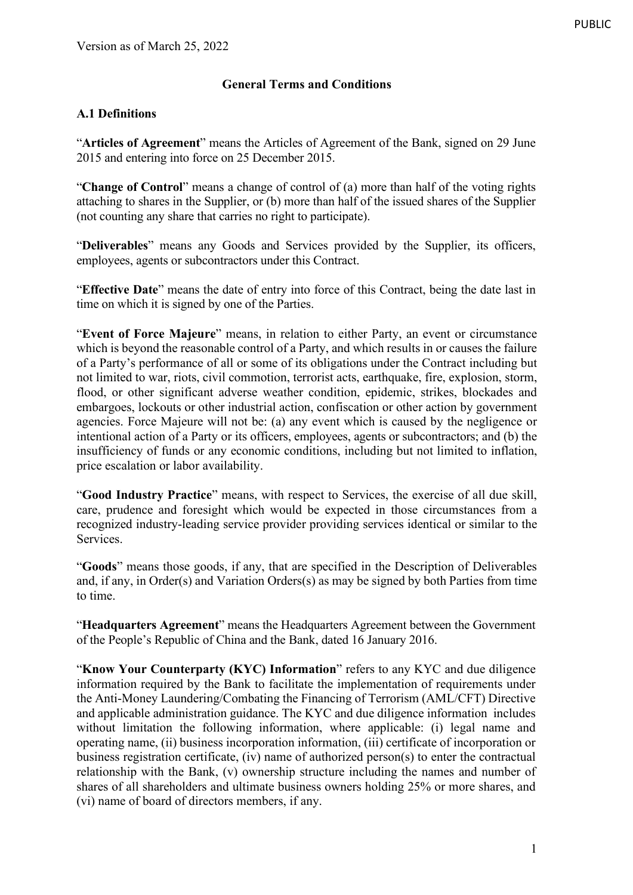Version as of March 25, 2022

# General Terms and Conditions

## A.1 Definitions

"**Articles of Agreement**" means the Articles of Agreement of the Bank, signed on 29 June 2015 and entering into force on 25 December 2015.

"**Change of Control**" means a change of control of (a) more than half of the voting rights attaching to shares in the Supplier, or (b) more than half of the issued shares of the Supplier (not counting any share that carries no right to participate).

"**Deliverables**" means any Goods and Services provided by the Supplier, its officers, employees, agents or subcontractors under this Contract.

"**Effective Date**" means the date of entry into force of this Contract, being the date last in time on which it is signed by one of the Parties.

"**Event of Force Majeure**" means, in relation to either Party, an event or circumstance which is beyond the reasonable control of a Party, and which results in or causes the failure of a Party's performance of all or some of its obligations under the Contract including but not limited to war, riots, civil commotion, terrorist acts, earthquake, fire, explosion, storm, flood, or other significant adverse weather condition, epidemic, strikes, blockades and embargoes, lockouts or other industrial action, confiscation or other action by government agencies. Force Majeure will not be: (a) any event which is caused by the negligence or intentional action of a Party or its officers, employees, agents or subcontractors; and (b) the insufficiency of funds or any economic conditions, including but not limited to inflation, price escalation or labor availability.

"**Good Industry Practice**" means, with respect to Services, the exercise of all due skill, care, prudence and foresight which would be expected in those circumstances from a recognized industry-leading service provider providing services identical or similar to the Services.

"**Goods**" means those goods, if any, that are specified in the Description of Deliverables and, if any, in Order(s) and Variation Orders(s) as may be signed by both Parties from time to time.

"**Headquarters Agreement**" means the Headquarters Agreement between the Government of the People's Republic of China and the Bank, dated 16 January 2016.

"**Know Your Counterparty (KYC) Information**" refers to any KYC and due diligence information required by the Bank to facilitate the implementation of requirements under the Anti-Money Laundering/Combating the Financing of Terrorism (AML/CFT) Directive and applicable administration guidance. The KYC and due diligence information includes without limitation the following information, where applicable: (i) legal name and operating name, (ii) business incorporation information, (iii) certificate of incorporation or business registration certificate, (iv) name of authorized person(s) to enter the contractual relationship with the Bank, (v) ownership structure including the names and number of shares of all shareholders and ultimate business owners holding 25% or more shares, and (vi) name of board of directors members, if any.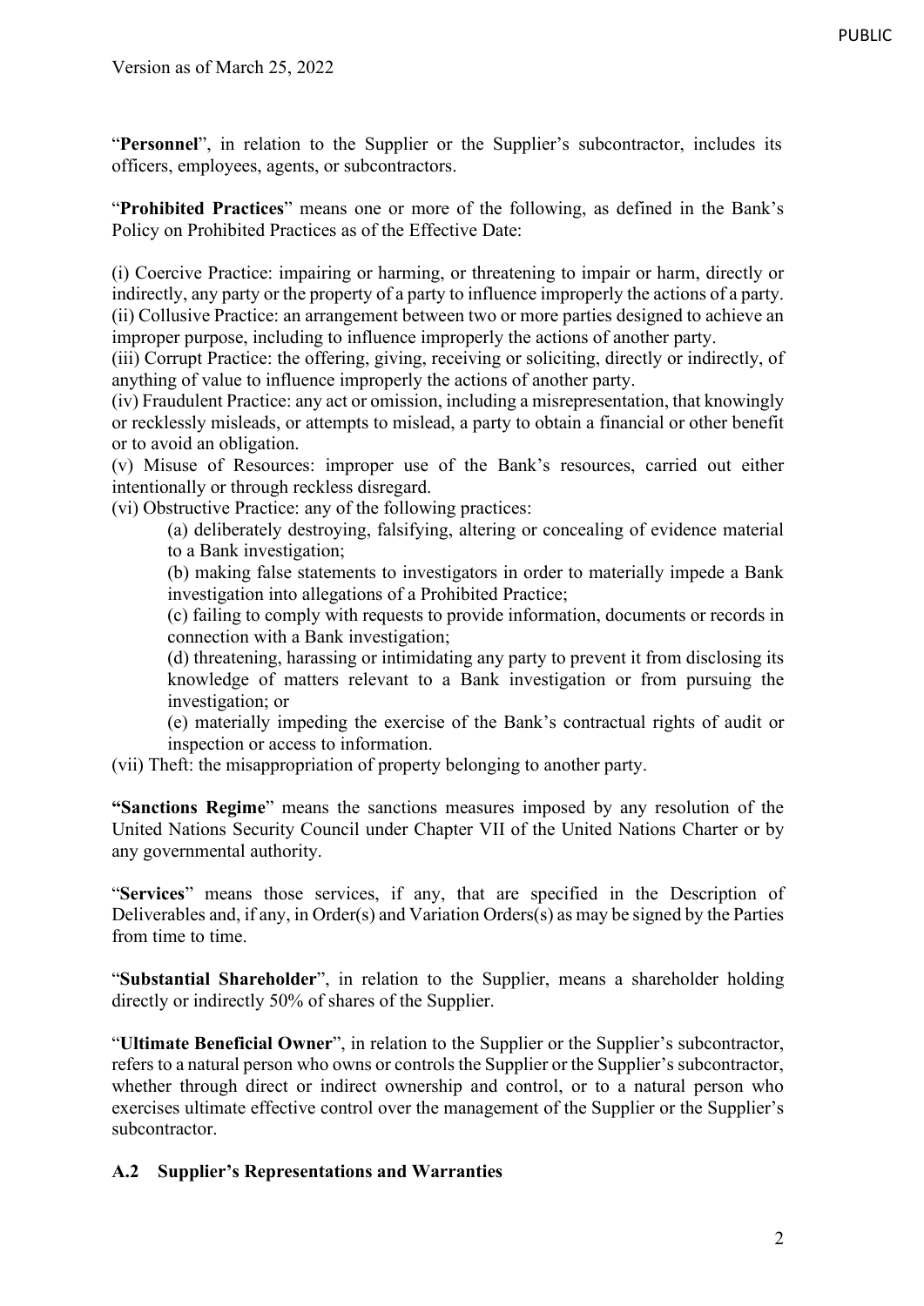"**Personnel**", in relation to the Supplier or the Supplier's subcontractor, includes its officers, employees, agents, or subcontractors.

"**Prohibited Practices**" means one or more of the following, as defined in the Bank's Policy on Prohibited Practices as of the Effective Date:

(i) Coercive Practice: impairing or harming, or threatening to impair or harm, directly or indirectly, any party or the property of a party to influence improperly the actions of a party.
(ii) Collusive Practice: an arrangement between two or more parties designed to achieve an improper purpose, including to influence improperly the actions of another party.
(iii) Corrupt Practice: the offering, giving, receiving or soliciting, directly or indirectly, of anything of value to influence improperly the actions of another party.
(iv) Fraudulent Practice: any act or omission, including a misrepresentation, that knowingly or recklessly misleads, or attempts to mislead, a party to obtain a financial or other benefit or to avoid an obligation.
(v) Misuse of Resources: improper use of the Bank's resources, carried out either intentionally or through reckless disregard.
(vi) Obstructive Practice: any of the following practices:

> (a) deliberately destroying, falsifying, altering or concealing of evidence material to a Bank investigation;
> (b) making false statements to investigators in order to materially impede a Bank investigation into allegations of a Prohibited Practice;
> (c) failing to comply with requests to provide information, documents or records in connection with a Bank investigation;
> (d) threatening, harassing or intimidating any party to prevent it from disclosing its knowledge of matters relevant to a Bank investigation or from pursuing the investigation; or
> (e) materially impeding the exercise of the Bank's contractual rights of audit or inspection or access to information.

(vii) Theft: the misappropriation of property belonging to another party.

**"Sanctions Regime**" means the sanctions measures imposed by any resolution of the United Nations Security Council under Chapter VII of the United Nations Charter or by any governmental authority.

"**Services**" means those services, if any, that are specified in the Description of Deliverables and, if any, in Order(s) and Variation Orders(s) as may be signed by the Parties from time to time.

"**Substantial Shareholder**", in relation to the Supplier, means a shareholder holding directly or indirectly 50% of shares of the Supplier.

"**Ultimate Beneficial Owner**", in relation to the Supplier or the Supplier's subcontractor, refers to a natural person who owns or controls the Supplier or the Supplier's subcontractor, whether through direct or indirect ownership and control, or to a natural person who exercises ultimate effective control over the management of the Supplier or the Supplier's subcontractor.

### A.2 Supplier's Representations and Warranties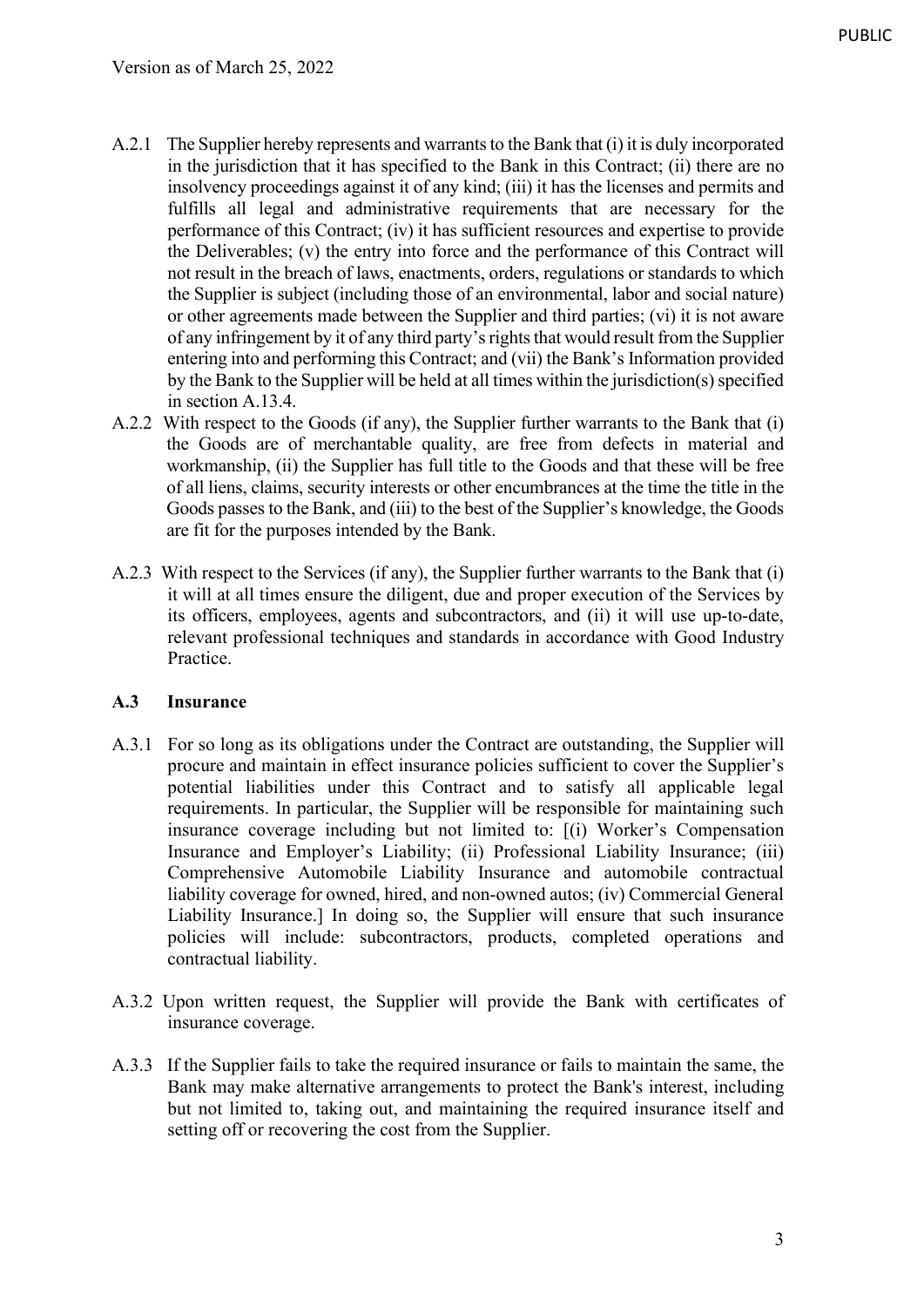A.2.1 The Supplier hereby represents and warrants to the Bank that (i) it is duly incorporated in the jurisdiction that it has specified to the Bank in this Contract; (ii) there are no insolvency proceedings against it of any kind; (iii) it has the licenses and permits and fulfills all legal and administrative requirements that are necessary for the performance of this Contract; (iv) it has sufficient resources and expertise to provide the Deliverables; (v) the entry into force and the performance of this Contract will not result in the breach of laws, enactments, orders, regulations or standards to which the Supplier is subject (including those of an environmental, labor and social nature) or other agreements made between the Supplier and third parties; (vi) it is not aware of any infringement by it of any third party's rights that would result from the Supplier entering into and performing this Contract; and (vii) the Bank's Information provided by the Bank to the Supplier will be held at all times within the jurisdiction(s) specified in section A.13.4.

A.2.2 With respect to the Goods (if any), the Supplier further warrants to the Bank that (i) the Goods are of merchantable quality, are free from defects in material and workmanship, (ii) the Supplier has full title to the Goods and that these will be free of all liens, claims, security interests or other encumbrances at the time the title in the Goods passes to the Bank, and (iii) to the best of the Supplier's knowledge, the Goods are fit for the purposes intended by the Bank.

A.2.3 With respect to the Services (if any), the Supplier further warrants to the Bank that (i) it will at all times ensure the diligent, due and proper execution of the Services by its officers, employees, agents and subcontractors, and (ii) it will use up-to-date, relevant professional techniques and standards in accordance with Good Industry Practice.

## A.3 Insurance

A.3.1 For so long as its obligations under the Contract are outstanding, the Supplier will procure and maintain in effect insurance policies sufficient to cover the Supplier's potential liabilities under this Contract and to satisfy all applicable legal requirements. In particular, the Supplier will be responsible for maintaining such insurance coverage including but not limited to: [(i) Worker's Compensation Insurance and Employer's Liability; (ii) Professional Liability Insurance; (iii) Comprehensive Automobile Liability Insurance and automobile contractual liability coverage for owned, hired, and non-owned autos; (iv) Commercial General Liability Insurance.] In doing so, the Supplier will ensure that such insurance policies will include: subcontractors, products, completed operations and contractual liability.

A.3.2 Upon written request, the Supplier will provide the Bank with certificates of insurance coverage.

A.3.3 If the Supplier fails to take the required insurance or fails to maintain the same, the Bank may make alternative arrangements to protect the Bank's interest, including but not limited to, taking out, and maintaining the required insurance itself and setting off or recovering the cost from the Supplier.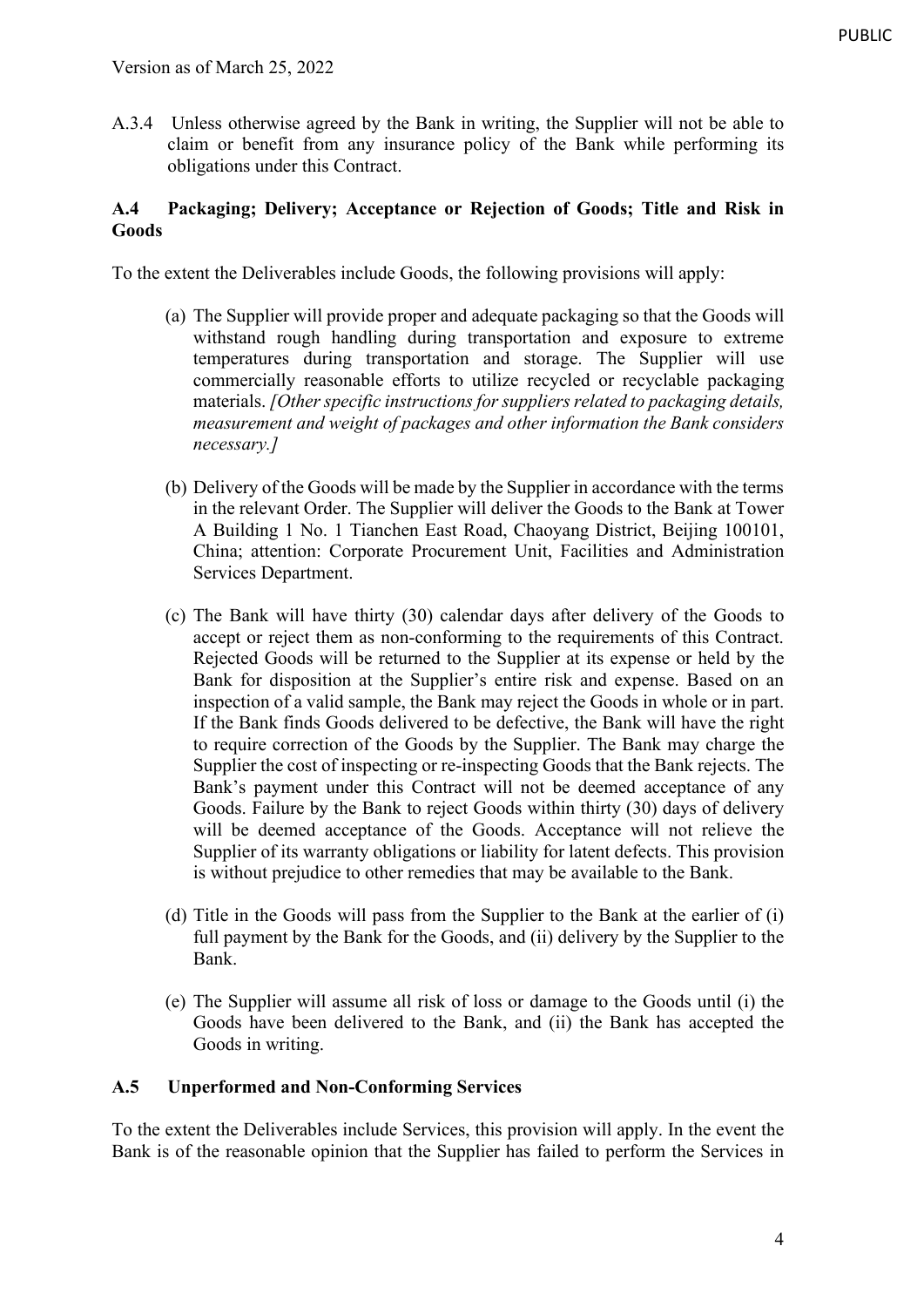A.3.4 Unless otherwise agreed by the Bank in writing, the Supplier will not be able to claim or benefit from any insurance policy of the Bank while performing its obligations under this Contract.

**A.4 Packaging; Delivery; Acceptance or Rejection of Goods; Title and Risk in Goods**

To the extent the Deliverables include Goods, the following provisions will apply:

(a) The Supplier will provide proper and adequate packaging so that the Goods will withstand rough handling during transportation and exposure to extreme temperatures during transportation and storage. The Supplier will use commercially reasonable efforts to utilize recycled or recyclable packaging materials. *[Other specific instructions for suppliers related to packaging details, measurement and weight of packages and other information the Bank considers necessary.]*

(b) Delivery of the Goods will be made by the Supplier in accordance with the terms in the relevant Order. The Supplier will deliver the Goods to the Bank at Tower A Building 1 No. 1 Tianchen East Road, Chaoyang District, Beijing 100101, China; attention: Corporate Procurement Unit, Facilities and Administration Services Department.

(c) The Bank will have thirty (30) calendar days after delivery of the Goods to accept or reject them as non-conforming to the requirements of this Contract. Rejected Goods will be returned to the Supplier at its expense or held by the Bank for disposition at the Supplier's entire risk and expense. Based on an inspection of a valid sample, the Bank may reject the Goods in whole or in part. If the Bank finds Goods delivered to be defective, the Bank will have the right to require correction of the Goods by the Supplier. The Bank may charge the Supplier the cost of inspecting or re-inspecting Goods that the Bank rejects. The Bank's payment under this Contract will not be deemed acceptance of any Goods. Failure by the Bank to reject Goods within thirty (30) days of delivery will be deemed acceptance of the Goods. Acceptance will not relieve the Supplier of its warranty obligations or liability for latent defects. This provision is without prejudice to other remedies that may be available to the Bank.

(d) Title in the Goods will pass from the Supplier to the Bank at the earlier of (i) full payment by the Bank for the Goods, and (ii) delivery by the Supplier to the Bank.

(e) The Supplier will assume all risk of loss or damage to the Goods until (i) the Goods have been delivered to the Bank, and (ii) the Bank has accepted the Goods in writing.

**A.5 Unperformed and Non-Conforming Services**

To the extent the Deliverables include Services, this provision will apply. In the event the Bank is of the reasonable opinion that the Supplier has failed to perform the Services in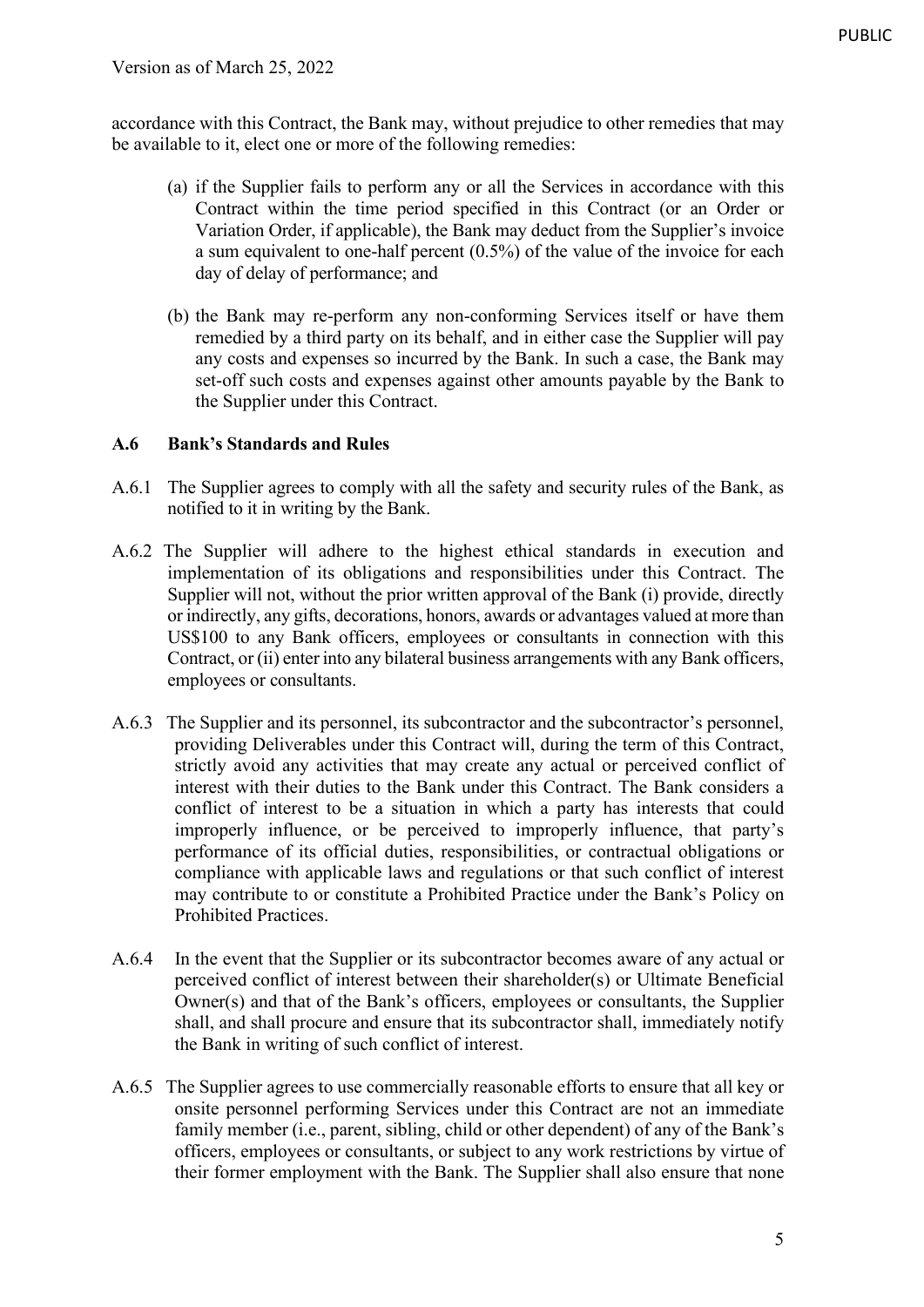accordance with this Contract, the Bank may, without prejudice to other remedies that may be available to it, elect one or more of the following remedies:

(a) if the Supplier fails to perform any or all the Services in accordance with this Contract within the time period specified in this Contract (or an Order or Variation Order, if applicable), the Bank may deduct from the Supplier's invoice a sum equivalent to one-half percent (0.5%) of the value of the invoice for each day of delay of performance; and

(b) the Bank may re-perform any non-conforming Services itself or have them remedied by a third party on its behalf, and in either case the Supplier will pay any costs and expenses so incurred by the Bank. In such a case, the Bank may set-off such costs and expenses against other amounts payable by the Bank to the Supplier under this Contract.

### A.6 Bank's Standards and Rules

A.6.1 The Supplier agrees to comply with all the safety and security rules of the Bank, as notified to it in writing by the Bank.

A.6.2 The Supplier will adhere to the highest ethical standards in execution and implementation of its obligations and responsibilities under this Contract. The Supplier will not, without the prior written approval of the Bank (i) provide, directly or indirectly, any gifts, decorations, honors, awards or advantages valued at more than US$100 to any Bank officers, employees or consultants in connection with this Contract, or (ii) enter into any bilateral business arrangements with any Bank officers, employees or consultants.

A.6.3 The Supplier and its personnel, its subcontractor and the subcontractor's personnel, providing Deliverables under this Contract will, during the term of this Contract, strictly avoid any activities that may create any actual or perceived conflict of interest with their duties to the Bank under this Contract. The Bank considers a conflict of interest to be a situation in which a party has interests that could improperly influence, or be perceived to improperly influence, that party's performance of its official duties, responsibilities, or contractual obligations or compliance with applicable laws and regulations or that such conflict of interest may contribute to or constitute a Prohibited Practice under the Bank's Policy on Prohibited Practices.

A.6.4 In the event that the Supplier or its subcontractor becomes aware of any actual or perceived conflict of interest between their shareholder(s) or Ultimate Beneficial Owner(s) and that of the Bank's officers, employees or consultants, the Supplier shall, and shall procure and ensure that its subcontractor shall, immediately notify the Bank in writing of such conflict of interest.

A.6.5 The Supplier agrees to use commercially reasonable efforts to ensure that all key or onsite personnel performing Services under this Contract are not an immediate family member (i.e., parent, sibling, child or other dependent) of any of the Bank's officers, employees or consultants, or subject to any work restrictions by virtue of their former employment with the Bank. The Supplier shall also ensure that none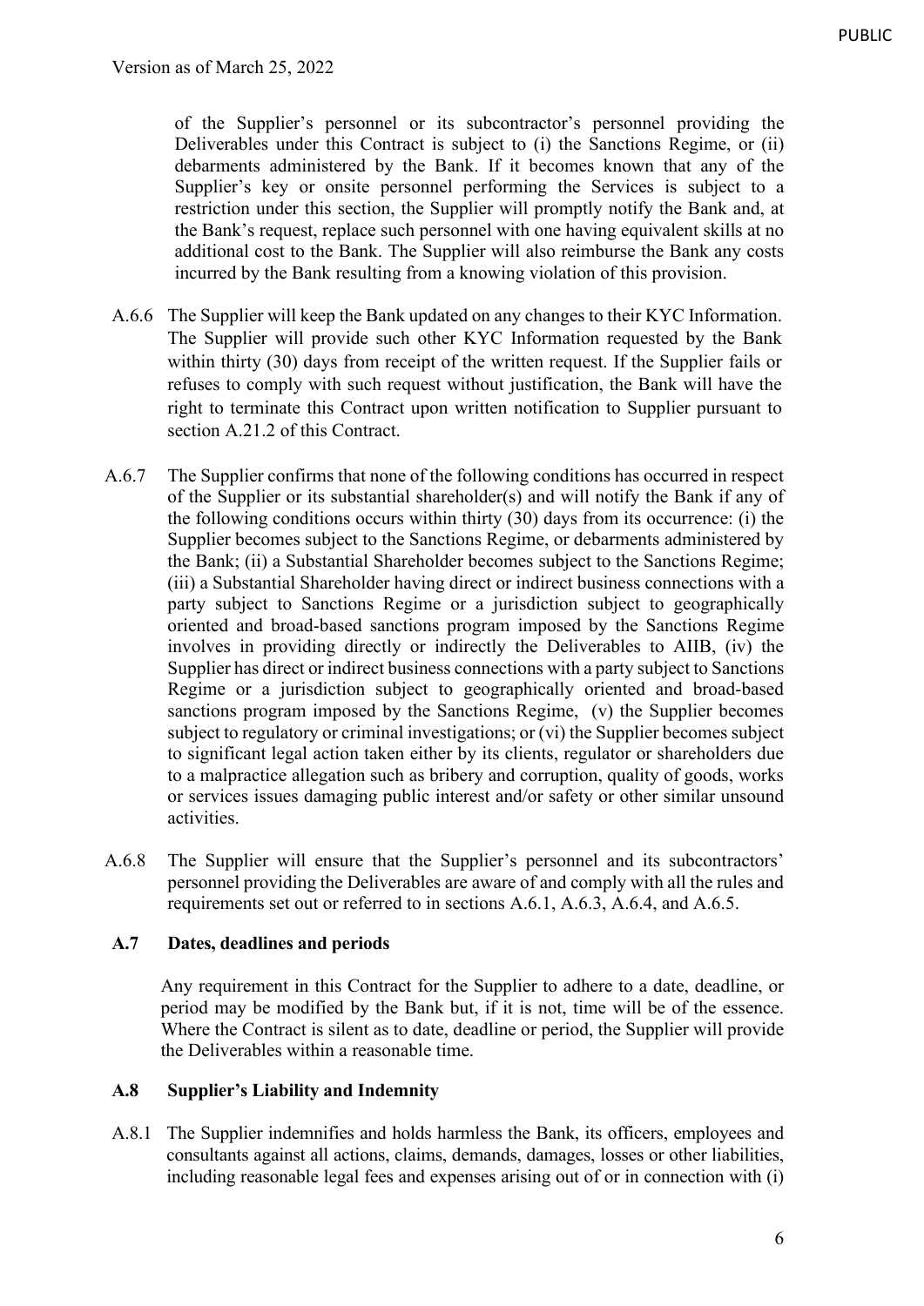of the Supplier's personnel or its subcontractor's personnel providing the Deliverables under this Contract is subject to (i) the Sanctions Regime, or (ii) debarments administered by the Bank. If it becomes known that any of the Supplier's key or onsite personnel performing the Services is subject to a restriction under this section, the Supplier will promptly notify the Bank and, at the Bank's request, replace such personnel with one having equivalent skills at no additional cost to the Bank. The Supplier will also reimburse the Bank any costs incurred by the Bank resulting from a knowing violation of this provision.

A.6.6 The Supplier will keep the Bank updated on any changes to their KYC Information. The Supplier will provide such other KYC Information requested by the Bank within thirty (30) days from receipt of the written request. If the Supplier fails or refuses to comply with such request without justification, the Bank will have the right to terminate this Contract upon written notification to Supplier pursuant to section A.21.2 of this Contract.

A.6.7 The Supplier confirms that none of the following conditions has occurred in respect of the Supplier or its substantial shareholder(s) and will notify the Bank if any of the following conditions occurs within thirty (30) days from its occurrence: (i) the Supplier becomes subject to the Sanctions Regime, or debarments administered by the Bank; (ii) a Substantial Shareholder becomes subject to the Sanctions Regime; (iii) a Substantial Shareholder having direct or indirect business connections with a party subject to Sanctions Regime or a jurisdiction subject to geographically oriented and broad-based sanctions program imposed by the Sanctions Regime involves in providing directly or indirectly the Deliverables to AIIB, (iv) the Supplier has direct or indirect business connections with a party subject to Sanctions Regime or a jurisdiction subject to geographically oriented and broad-based sanctions program imposed by the Sanctions Regime, (v) the Supplier becomes subject to regulatory or criminal investigations; or (vi) the Supplier becomes subject to significant legal action taken either by its clients, regulator or shareholders due to a malpractice allegation such as bribery and corruption, quality of goods, works or services issues damaging public interest and/or safety or other similar unsound activities.

A.6.8 The Supplier will ensure that the Supplier's personnel and its subcontractors' personnel providing the Deliverables are aware of and comply with all the rules and requirements set out or referred to in sections A.6.1, A.6.3, A.6.4, and A.6.5.

### A.7 Dates, deadlines and periods

Any requirement in this Contract for the Supplier to adhere to a date, deadline, or period may be modified by the Bank but, if it is not, time will be of the essence. Where the Contract is silent as to date, deadline or period, the Supplier will provide the Deliverables within a reasonable time.

### A.8 Supplier's Liability and Indemnity

A.8.1 The Supplier indemnifies and holds harmless the Bank, its officers, employees and consultants against all actions, claims, demands, damages, losses or other liabilities, including reasonable legal fees and expenses arising out of or in connection with (i)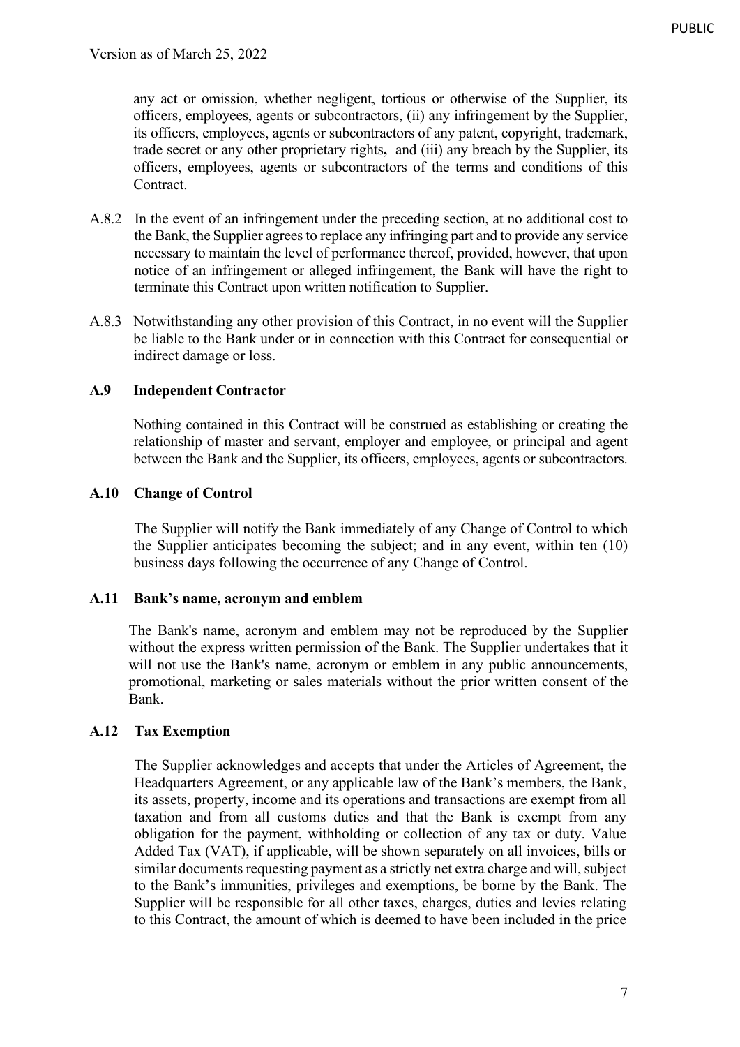any act or omission, whether negligent, tortious or otherwise of the Supplier, its officers, employees, agents or subcontractors, (ii) any infringement by the Supplier, its officers, employees, agents or subcontractors of any patent, copyright, trademark, trade secret or any other proprietary rights**,** and (iii) any breach by the Supplier, its officers, employees, agents or subcontractors of the terms and conditions of this Contract.

A.8.2 In the event of an infringement under the preceding section, at no additional cost to the Bank, the Supplier agrees to replace any infringing part and to provide any service necessary to maintain the level of performance thereof, provided, however, that upon notice of an infringement or alleged infringement, the Bank will have the right to terminate this Contract upon written notification to Supplier.

A.8.3 Notwithstanding any other provision of this Contract, in no event will the Supplier be liable to the Bank under or in connection with this Contract for consequential or indirect damage or loss.

### A.9 Independent Contractor

Nothing contained in this Contract will be construed as establishing or creating the relationship of master and servant, employer and employee, or principal and agent between the Bank and the Supplier, its officers, employees, agents or subcontractors.

### A.10 Change of Control

The Supplier will notify the Bank immediately of any Change of Control to which the Supplier anticipates becoming the subject; and in any event, within ten (10) business days following the occurrence of any Change of Control.

### A.11 Bank's name, acronym and emblem

The Bank's name, acronym and emblem may not be reproduced by the Supplier without the express written permission of the Bank. The Supplier undertakes that it will not use the Bank's name, acronym or emblem in any public announcements, promotional, marketing or sales materials without the prior written consent of the Bank.

### A.12 Tax Exemption

The Supplier acknowledges and accepts that under the Articles of Agreement, the Headquarters Agreement, or any applicable law of the Bank's members, the Bank, its assets, property, income and its operations and transactions are exempt from all taxation and from all customs duties and that the Bank is exempt from any obligation for the payment, withholding or collection of any tax or duty. Value Added Tax (VAT), if applicable, will be shown separately on all invoices, bills or similar documents requesting payment as a strictly net extra charge and will, subject to the Bank's immunities, privileges and exemptions, be borne by the Bank. The Supplier will be responsible for all other taxes, charges, duties and levies relating to this Contract, the amount of which is deemed to have been included in the price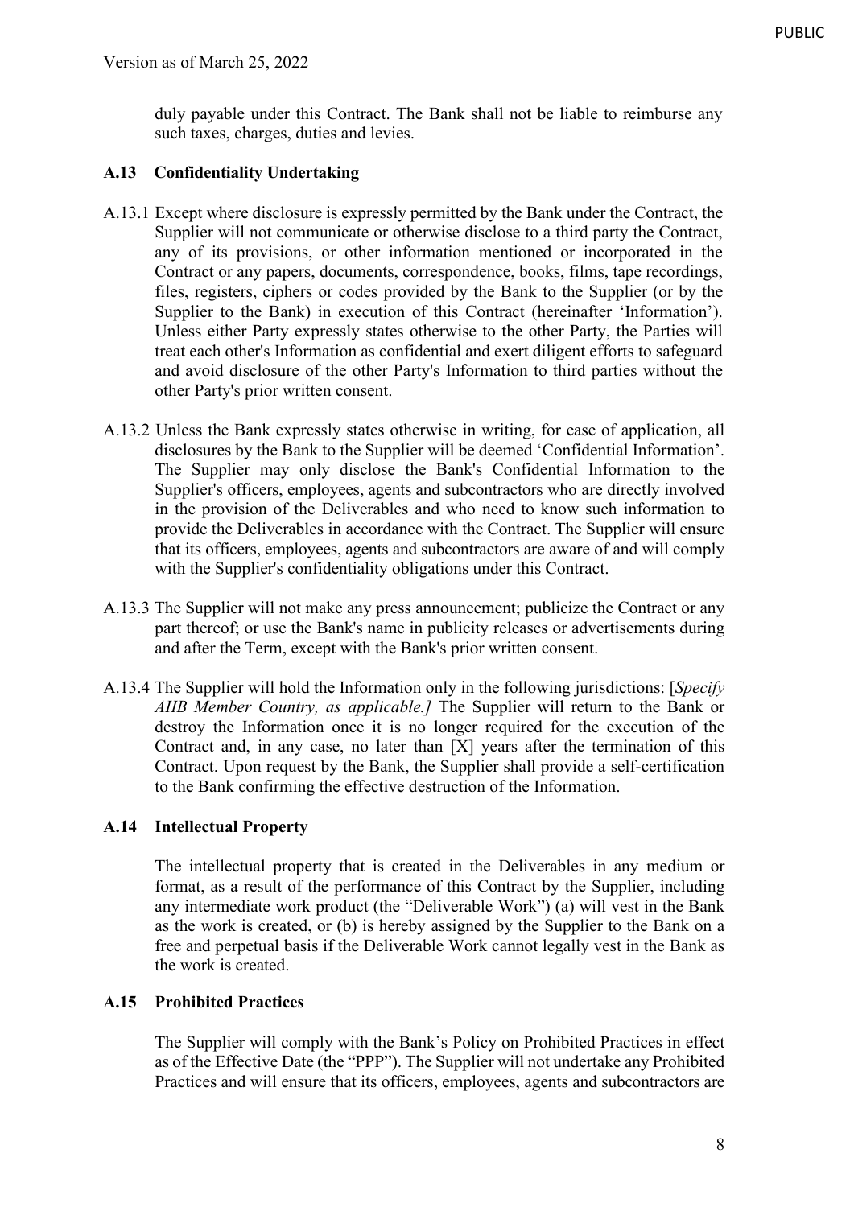duly payable under this Contract. The Bank shall not be liable to reimburse any such taxes, charges, duties and levies.

### A.13 Confidentiality Undertaking

A.13.1 Except where disclosure is expressly permitted by the Bank under the Contract, the Supplier will not communicate or otherwise disclose to a third party the Contract, any of its provisions, or other information mentioned or incorporated in the Contract or any papers, documents, correspondence, books, films, tape recordings, files, registers, ciphers or codes provided by the Bank to the Supplier (or by the Supplier to the Bank) in execution of this Contract (hereinafter 'Information'). Unless either Party expressly states otherwise to the other Party, the Parties will treat each other's Information as confidential and exert diligent efforts to safeguard and avoid disclosure of the other Party's Information to third parties without the other Party's prior written consent.

A.13.2 Unless the Bank expressly states otherwise in writing, for ease of application, all disclosures by the Bank to the Supplier will be deemed 'Confidential Information'. The Supplier may only disclose the Bank's Confidential Information to the Supplier's officers, employees, agents and subcontractors who are directly involved in the provision of the Deliverables and who need to know such information to provide the Deliverables in accordance with the Contract. The Supplier will ensure that its officers, employees, agents and subcontractors are aware of and will comply with the Supplier's confidentiality obligations under this Contract.

A.13.3 The Supplier will not make any press announcement; publicize the Contract or any part thereof; or use the Bank's name in publicity releases or advertisements during and after the Term, except with the Bank's prior written consent.

A.13.4 The Supplier will hold the Information only in the following jurisdictions: [*Specify AIIB Member Country, as applicable.]* The Supplier will return to the Bank or destroy the Information once it is no longer required for the execution of the Contract and, in any case, no later than [X] years after the termination of this Contract. Upon request by the Bank, the Supplier shall provide a self-certification to the Bank confirming the effective destruction of the Information.

### A.14 Intellectual Property

The intellectual property that is created in the Deliverables in any medium or format, as a result of the performance of this Contract by the Supplier, including any intermediate work product (the "Deliverable Work") (a) will vest in the Bank as the work is created, or (b) is hereby assigned by the Supplier to the Bank on a free and perpetual basis if the Deliverable Work cannot legally vest in the Bank as the work is created.

### A.15 Prohibited Practices

The Supplier will comply with the Bank's Policy on Prohibited Practices in effect as of the Effective Date (the "PPP"). The Supplier will not undertake any Prohibited Practices and will ensure that its officers, employees, agents and subcontractors are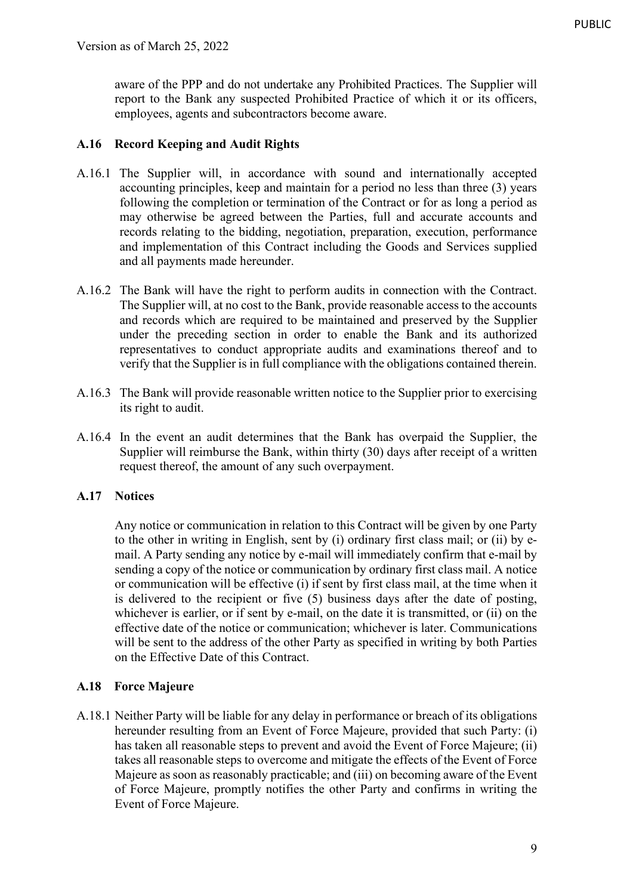aware of the PPP and do not undertake any Prohibited Practices. The Supplier will report to the Bank any suspected Prohibited Practice of which it or its officers, employees, agents and subcontractors become aware.

### A.16 Record Keeping and Audit Rights

A.16.1 The Supplier will, in accordance with sound and internationally accepted accounting principles, keep and maintain for a period no less than three (3) years following the completion or termination of the Contract or for as long a period as may otherwise be agreed between the Parties, full and accurate accounts and records relating to the bidding, negotiation, preparation, execution, performance and implementation of this Contract including the Goods and Services supplied and all payments made hereunder.

A.16.2 The Bank will have the right to perform audits in connection with the Contract. The Supplier will, at no cost to the Bank, provide reasonable access to the accounts and records which are required to be maintained and preserved by the Supplier under the preceding section in order to enable the Bank and its authorized representatives to conduct appropriate audits and examinations thereof and to verify that the Supplier is in full compliance with the obligations contained therein.

A.16.3 The Bank will provide reasonable written notice to the Supplier prior to exercising its right to audit.

A.16.4 In the event an audit determines that the Bank has overpaid the Supplier, the Supplier will reimburse the Bank, within thirty (30) days after receipt of a written request thereof, the amount of any such overpayment.

### A.17 Notices

Any notice or communication in relation to this Contract will be given by one Party to the other in writing in English, sent by (i) ordinary first class mail; or (ii) by e-mail. A Party sending any notice by e-mail will immediately confirm that e-mail by sending a copy of the notice or communication by ordinary first class mail. A notice or communication will be effective (i) if sent by first class mail, at the time when it is delivered to the recipient or five (5) business days after the date of posting, whichever is earlier, or if sent by e-mail, on the date it is transmitted, or (ii) on the effective date of the notice or communication; whichever is later. Communications will be sent to the address of the other Party as specified in writing by both Parties on the Effective Date of this Contract.

### A.18 Force Majeure

A.18.1 Neither Party will be liable for any delay in performance or breach of its obligations hereunder resulting from an Event of Force Majeure, provided that such Party: (i) has taken all reasonable steps to prevent and avoid the Event of Force Majeure; (ii) takes all reasonable steps to overcome and mitigate the effects of the Event of Force Majeure as soon as reasonably practicable; and (iii) on becoming aware of the Event of Force Majeure, promptly notifies the other Party and confirms in writing the Event of Force Majeure.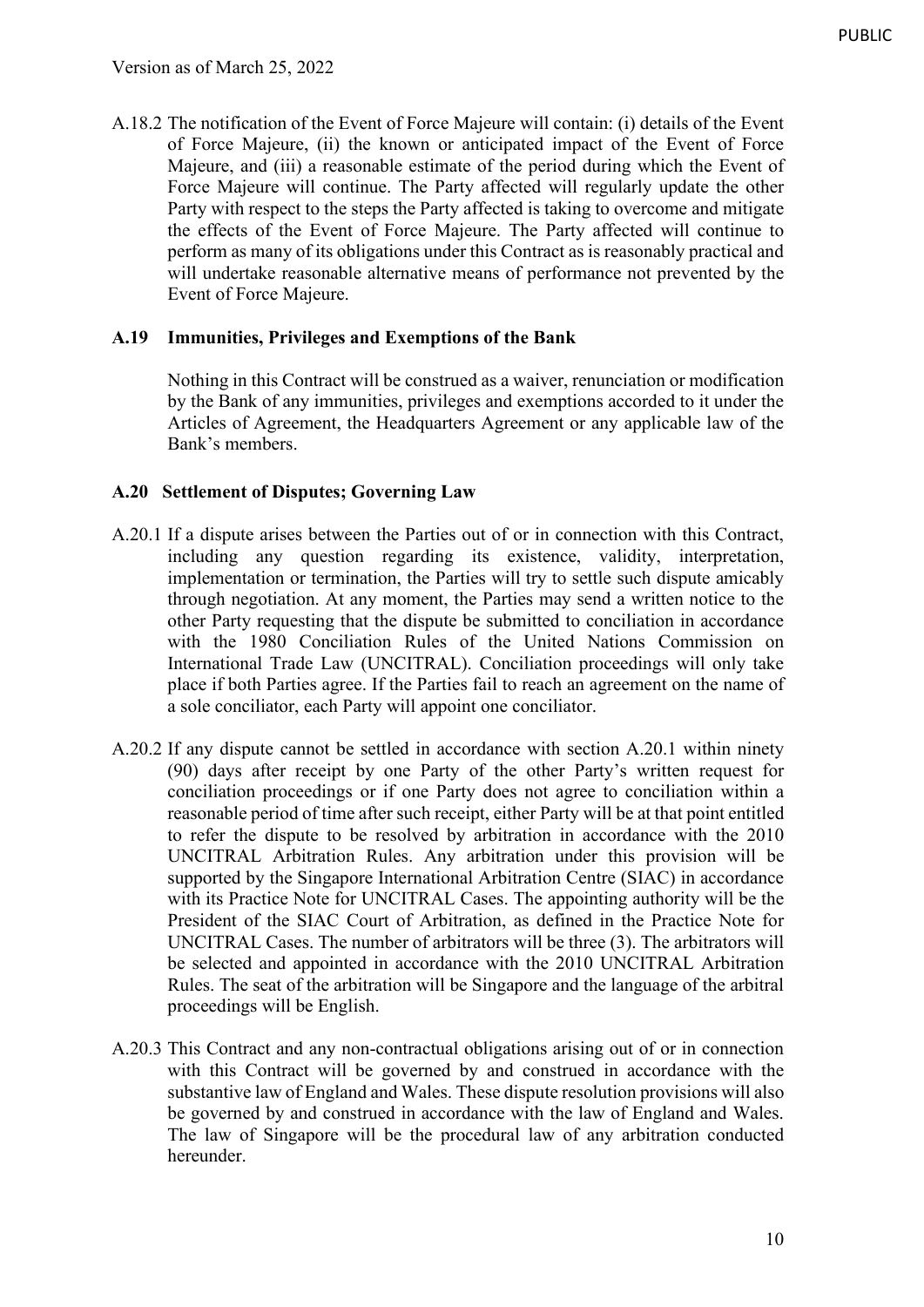A.18.2 The notification of the Event of Force Majeure will contain: (i) details of the Event of Force Majeure, (ii) the known or anticipated impact of the Event of Force Majeure, and (iii) a reasonable estimate of the period during which the Event of Force Majeure will continue. The Party affected will regularly update the other Party with respect to the steps the Party affected is taking to overcome and mitigate the effects of the Event of Force Majeure. The Party affected will continue to perform as many of its obligations under this Contract as is reasonably practical and will undertake reasonable alternative means of performance not prevented by the Event of Force Majeure.

### A.19 Immunities, Privileges and Exemptions of the Bank

Nothing in this Contract will be construed as a waiver, renunciation or modification by the Bank of any immunities, privileges and exemptions accorded to it under the Articles of Agreement, the Headquarters Agreement or any applicable law of the Bank's members.

### A.20 Settlement of Disputes; Governing Law

A.20.1 If a dispute arises between the Parties out of or in connection with this Contract, including any question regarding its existence, validity, interpretation, implementation or termination, the Parties will try to settle such dispute amicably through negotiation. At any moment, the Parties may send a written notice to the other Party requesting that the dispute be submitted to conciliation in accordance with the 1980 Conciliation Rules of the United Nations Commission on International Trade Law (UNCITRAL). Conciliation proceedings will only take place if both Parties agree. If the Parties fail to reach an agreement on the name of a sole conciliator, each Party will appoint one conciliator.

A.20.2 If any dispute cannot be settled in accordance with section A.20.1 within ninety (90) days after receipt by one Party of the other Party's written request for conciliation proceedings or if one Party does not agree to conciliation within a reasonable period of time after such receipt, either Party will be at that point entitled to refer the dispute to be resolved by arbitration in accordance with the 2010 UNCITRAL Arbitration Rules. Any arbitration under this provision will be supported by the Singapore International Arbitration Centre (SIAC) in accordance with its Practice Note for UNCITRAL Cases. The appointing authority will be the President of the SIAC Court of Arbitration, as defined in the Practice Note for UNCITRAL Cases. The number of arbitrators will be three (3). The arbitrators will be selected and appointed in accordance with the 2010 UNCITRAL Arbitration Rules. The seat of the arbitration will be Singapore and the language of the arbitral proceedings will be English.

A.20.3 This Contract and any non-contractual obligations arising out of or in connection with this Contract will be governed by and construed in accordance with the substantive law of England and Wales. These dispute resolution provisions will also be governed by and construed in accordance with the law of England and Wales. The law of Singapore will be the procedural law of any arbitration conducted hereunder.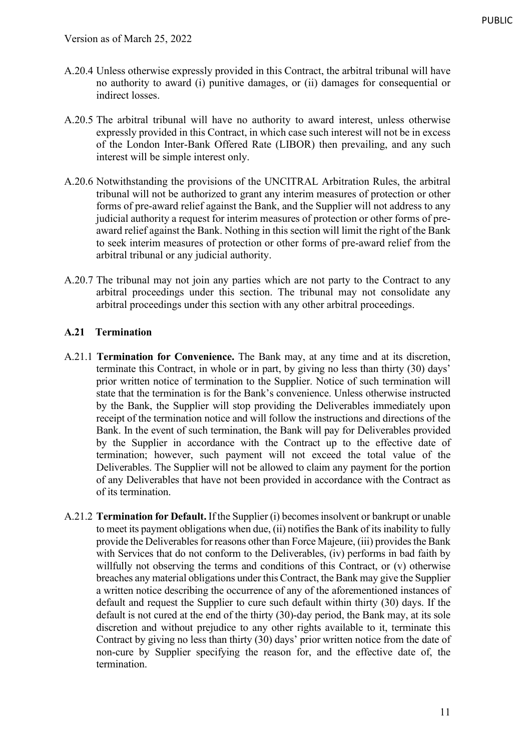A.20.4 Unless otherwise expressly provided in this Contract, the arbitral tribunal will have no authority to award (i) punitive damages, or (ii) damages for consequential or indirect losses.

A.20.5 The arbitral tribunal will have no authority to award interest, unless otherwise expressly provided in this Contract, in which case such interest will not be in excess of the London Inter-Bank Offered Rate (LIBOR) then prevailing, and any such interest will be simple interest only.

A.20.6 Notwithstanding the provisions of the UNCITRAL Arbitration Rules, the arbitral tribunal will not be authorized to grant any interim measures of protection or other forms of pre-award relief against the Bank, and the Supplier will not address to any judicial authority a request for interim measures of protection or other forms of pre-award relief against the Bank. Nothing in this section will limit the right of the Bank to seek interim measures of protection or other forms of pre-award relief from the arbitral tribunal or any judicial authority.

A.20.7 The tribunal may not join any parties which are not party to the Contract to any arbitral proceedings under this section. The tribunal may not consolidate any arbitral proceedings under this section with any other arbitral proceedings.

### A.21 Termination

A.21.1 **Termination for Convenience.** The Bank may, at any time and at its discretion, terminate this Contract, in whole or in part, by giving no less than thirty (30) days' prior written notice of termination to the Supplier. Notice of such termination will state that the termination is for the Bank's convenience. Unless otherwise instructed by the Bank, the Supplier will stop providing the Deliverables immediately upon receipt of the termination notice and will follow the instructions and directions of the Bank. In the event of such termination, the Bank will pay for Deliverables provided by the Supplier in accordance with the Contract up to the effective date of termination; however, such payment will not exceed the total value of the Deliverables. The Supplier will not be allowed to claim any payment for the portion of any Deliverables that have not been provided in accordance with the Contract as of its termination.

A.21.2 **Termination for Default.** If the Supplier (i) becomes insolvent or bankrupt or unable to meet its payment obligations when due, (ii) notifies the Bank of its inability to fully provide the Deliverables for reasons other than Force Majeure, (iii) provides the Bank with Services that do not conform to the Deliverables, (iv) performs in bad faith by willfully not observing the terms and conditions of this Contract, or (v) otherwise breaches any material obligations under this Contract, the Bank may give the Supplier a written notice describing the occurrence of any of the aforementioned instances of default and request the Supplier to cure such default within thirty (30) days. If the default is not cured at the end of the thirty (30)-day period, the Bank may, at its sole discretion and without prejudice to any other rights available to it, terminate this Contract by giving no less than thirty (30) days' prior written notice from the date of non-cure by Supplier specifying the reason for, and the effective date of, the termination.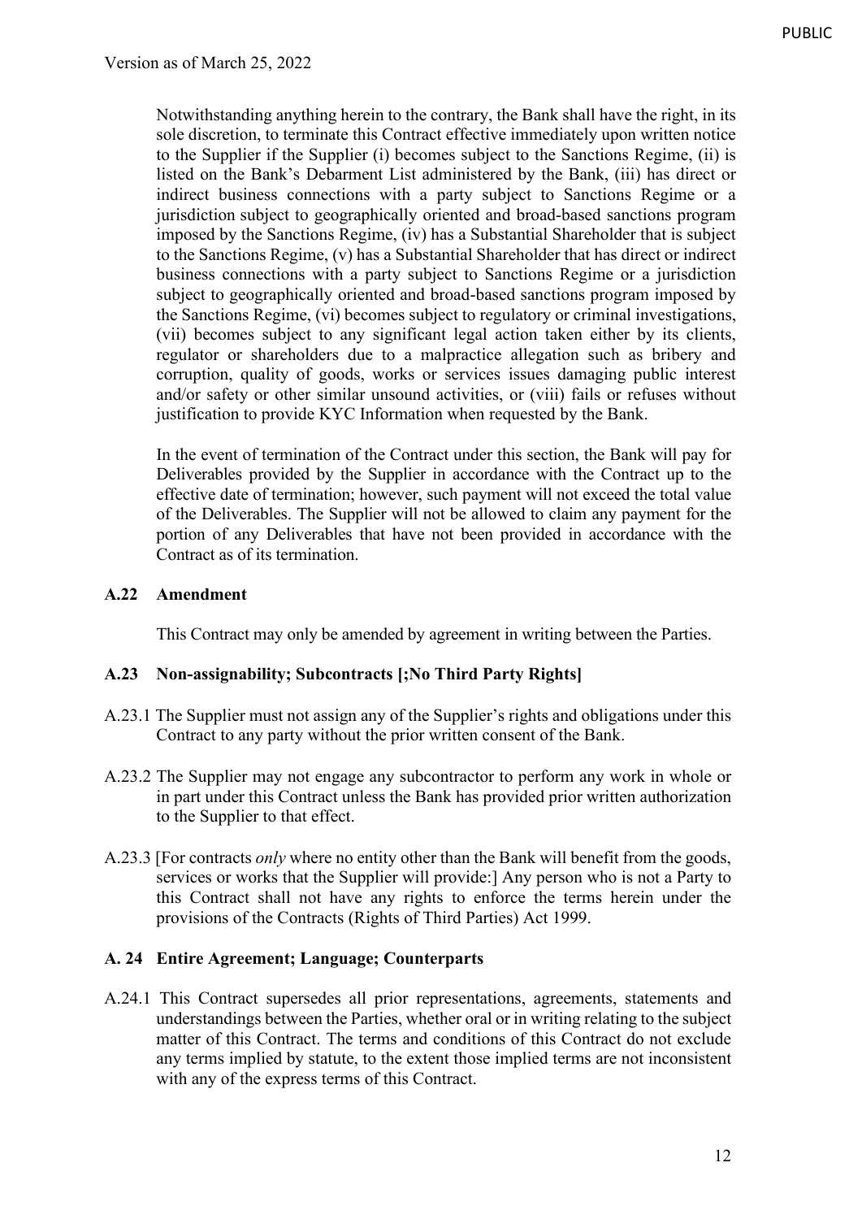Notwithstanding anything herein to the contrary, the Bank shall have the right, in its sole discretion, to terminate this Contract effective immediately upon written notice to the Supplier if the Supplier (i) becomes subject to the Sanctions Regime, (ii) is listed on the Bank's Debarment List administered by the Bank, (iii) has direct or indirect business connections with a party subject to Sanctions Regime or a jurisdiction subject to geographically oriented and broad-based sanctions program imposed by the Sanctions Regime, (iv) has a Substantial Shareholder that is subject to the Sanctions Regime, (v) has a Substantial Shareholder that has direct or indirect business connections with a party subject to Sanctions Regime or a jurisdiction subject to geographically oriented and broad-based sanctions program imposed by the Sanctions Regime, (vi) becomes subject to regulatory or criminal investigations, (vii) becomes subject to any significant legal action taken either by its clients, regulator or shareholders due to a malpractice allegation such as bribery and corruption, quality of goods, works or services issues damaging public interest and/or safety or other similar unsound activities, or (viii) fails or refuses without justification to provide KYC Information when requested by the Bank.

In the event of termination of the Contract under this section, the Bank will pay for Deliverables provided by the Supplier in accordance with the Contract up to the effective date of termination; however, such payment will not exceed the total value of the Deliverables. The Supplier will not be allowed to claim any payment for the portion of any Deliverables that have not been provided in accordance with the Contract as of its termination.

### A.22 Amendment

This Contract may only be amended by agreement in writing between the Parties.

### A.23 Non-assignability; Subcontracts [;No Third Party Rights]

A.23.1 The Supplier must not assign any of the Supplier's rights and obligations under this Contract to any party without the prior written consent of the Bank.

A.23.2 The Supplier may not engage any subcontractor to perform any work in whole or in part under this Contract unless the Bank has provided prior written authorization to the Supplier to that effect.

A.23.3 [For contracts *only* where no entity other than the Bank will benefit from the goods, services or works that the Supplier will provide:] Any person who is not a Party to this Contract shall not have any rights to enforce the terms herein under the provisions of the Contracts (Rights of Third Parties) Act 1999.

### A. 24 Entire Agreement; Language; Counterparts

A.24.1 This Contract supersedes all prior representations, agreements, statements and understandings between the Parties, whether oral or in writing relating to the subject matter of this Contract. The terms and conditions of this Contract do not exclude any terms implied by statute, to the extent those implied terms are not inconsistent with any of the express terms of this Contract.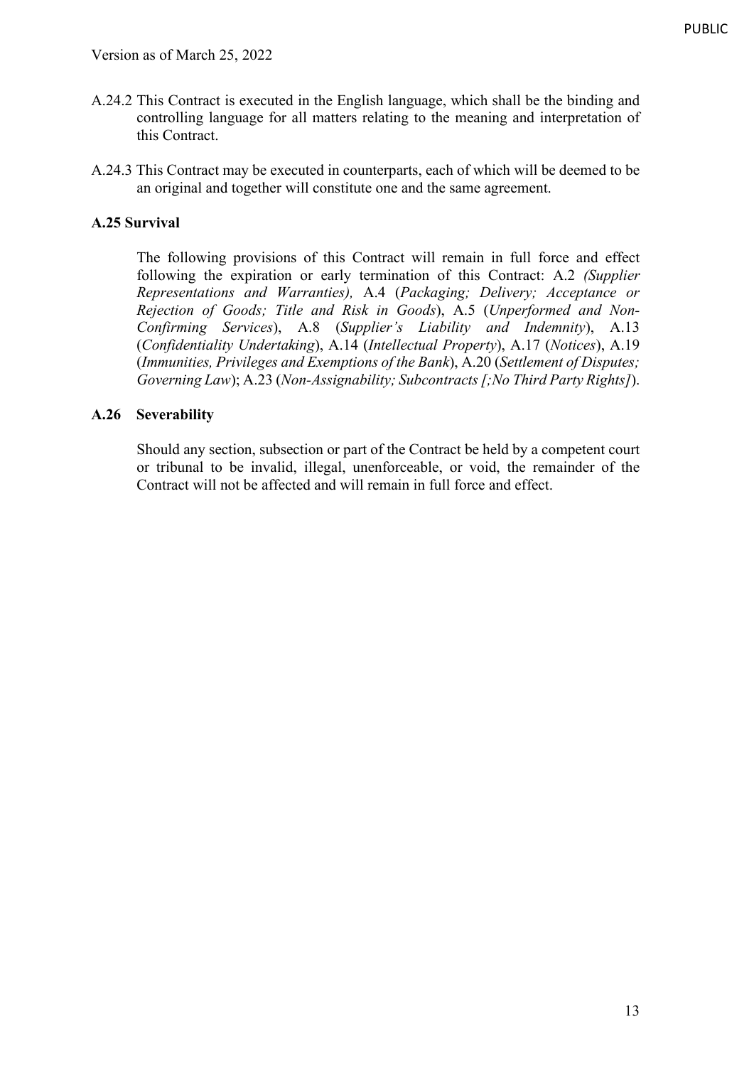A.24.2 This Contract is executed in the English language, which shall be the binding and controlling language for all matters relating to the meaning and interpretation of this Contract.

A.24.3 This Contract may be executed in counterparts, each of which will be deemed to be an original and together will constitute one and the same agreement.

**A.25 Survival**

The following provisions of this Contract will remain in full force and effect following the expiration or early termination of this Contract: A.2 *(Supplier Representations and Warranties),* A.4 (*Packaging; Delivery; Acceptance or Rejection of Goods; Title and Risk in Goods*), A.5 (*Unperformed and Non-Confirming Services*), A.8 (*Supplier's Liability and Indemnity*), A.13 (*Confidentiality Undertaking*), A.14 (*Intellectual Property*), A.17 (*Notices*), A.19 (*Immunities, Privileges and Exemptions of the Bank*), A.20 (*Settlement of Disputes; Governing Law*); A.23 (*Non-Assignability; Subcontracts [;No Third Party Rights]*).

**A.26 Severability**

Should any section, subsection or part of the Contract be held by a competent court or tribunal to be invalid, illegal, unenforceable, or void, the remainder of the Contract will not be affected and will remain in full force and effect.